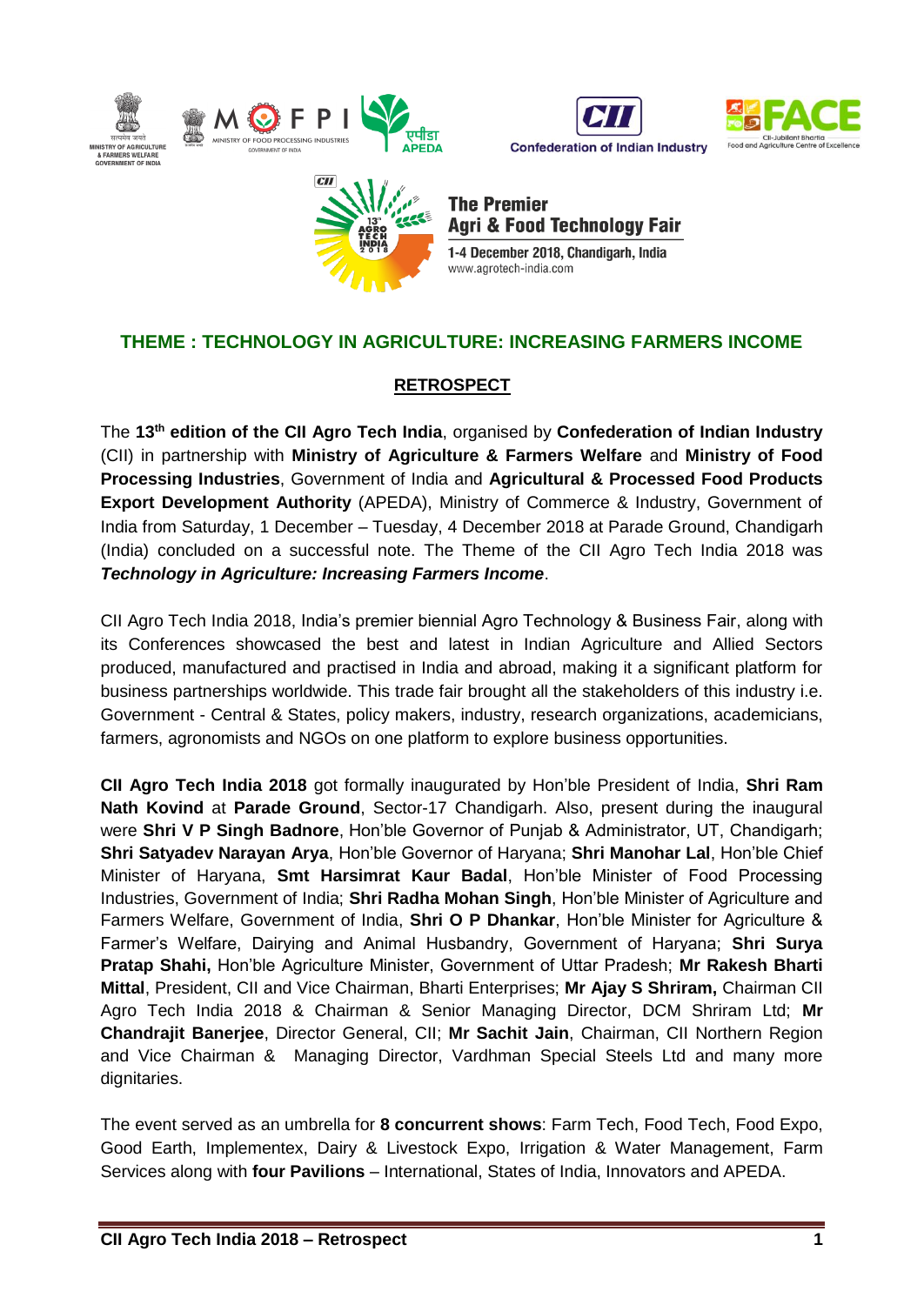# THEME : TECHNOLOGY IN AGRICULTURE: INCREASING FARMERS INCOME

## RETROSPECT

The **13th edition of the CII Agro Tech India**, organised by **Confederation of Indian Industry** (CII) in partnership with **Ministry of Agriculture & Farmers Welfare** and **Ministry of Food Processing Industries**, Government of India and **Agricultural & Processed Food Products Export Development Authority** (APEDA), Ministry of Commerce & Industry, Government of India from Saturday, 1 December – Tuesday, 4 December 2018 at Parade Ground, Chandigarh (India) concluded on a successful note. The Theme of the CII Agro Tech India 2018 was ***Technology in Agriculture: Increasing Farmers Income***.

CII Agro Tech India 2018, India's premier biennial Agro Technology & Business Fair, along with its Conferences showcased the best and latest in Indian Agriculture and Allied Sectors produced, manufactured and practised in India and abroad, making it a significant platform for business partnerships worldwide. This trade fair brought all the stakeholders of this industry i.e. Government - Central & States, policy makers, industry, research organizations, academicians, farmers, agronomists and NGOs on one platform to explore business opportunities.

**CII Agro Tech India 2018** got formally inaugurated by Hon'ble President of India, **Shri Ram Nath Kovind** at **Parade Ground**, Sector-17 Chandigarh. Also, present during the inaugural were **Shri V P Singh Badnore**, Hon'ble Governor of Punjab & Administrator, UT, Chandigarh; **Shri Satyadev Narayan Arya**, Hon'ble Governor of Haryana; **Shri Manohar Lal**, Hon'ble Chief Minister of Haryana, **Smt Harsimrat Kaur Badal**, Hon'ble Minister of Food Processing Industries, Government of India; **Shri Radha Mohan Singh**, Hon'ble Minister of Agriculture and Farmers Welfare, Government of India, **Shri O P Dhankar**, Hon'ble Minister for Agriculture & Farmer's Welfare, Dairying and Animal Husbandry, Government of Haryana; **Shri Surya Pratap Shahi,** Hon'ble Agriculture Minister, Government of Uttar Pradesh; **Mr Rakesh Bharti Mittal**, President, CII and Vice Chairman, Bharti Enterprises; **Mr Ajay S Shriram,** Chairman CII Agro Tech India 2018 & Chairman & Senior Managing Director, DCM Shriram Ltd; **Mr Chandrajit Banerjee**, Director General, CII; **Mr Sachit Jain**, Chairman, CII Northern Region and Vice Chairman & Managing Director, Vardhman Special Steels Ltd and many more dignitaries.

The event served as an umbrella for **8 concurrent shows**: Farm Tech, Food Tech, Food Expo, Good Earth, Implementex, Dairy & Livestock Expo, Irrigation & Water Management, Farm Services along with **four Pavilions** – International, States of India, Innovators and APEDA.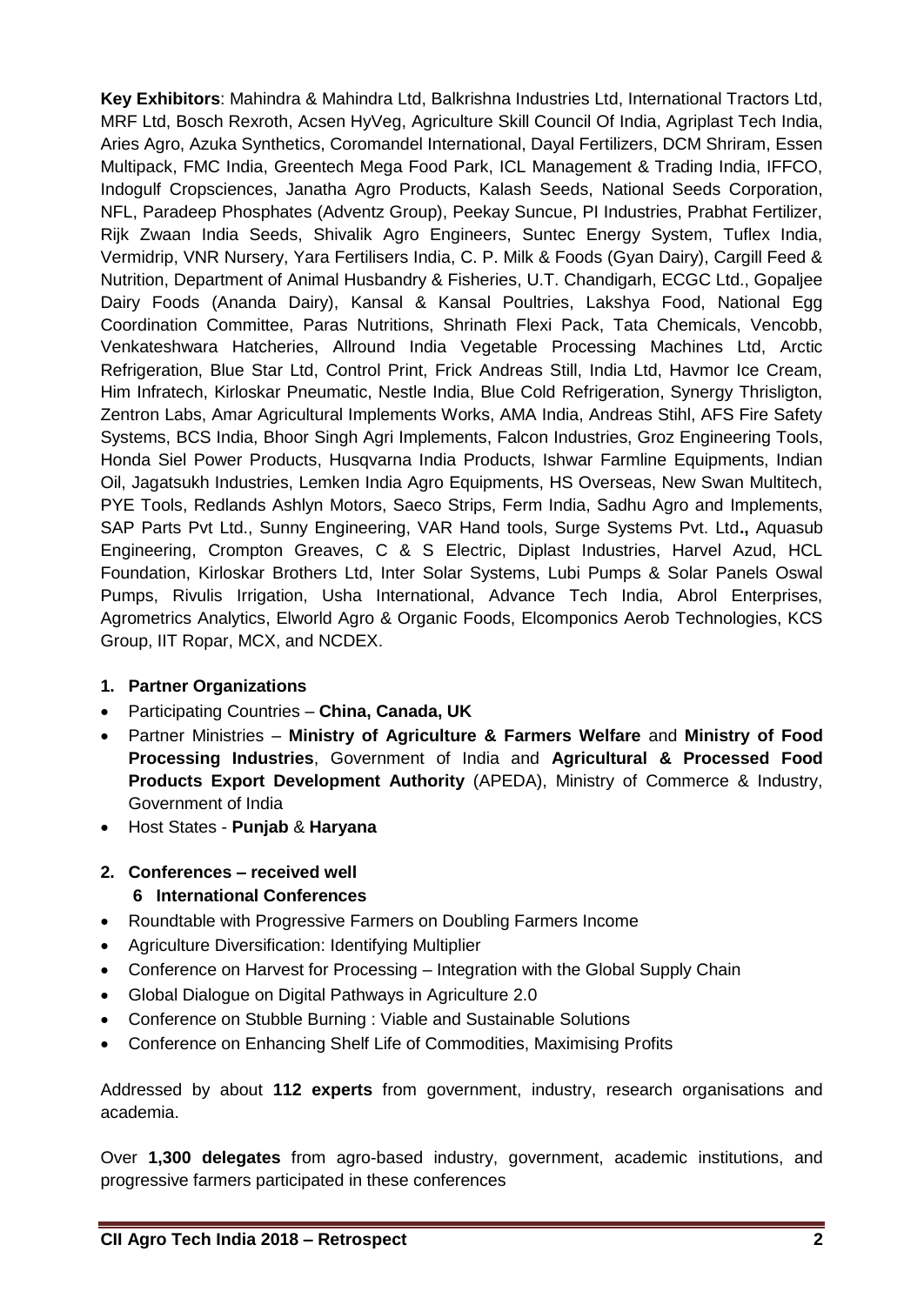**Key Exhibitors**: Mahindra & Mahindra Ltd, Balkrishna Industries Ltd, International Tractors Ltd, MRF Ltd, Bosch Rexroth, Acsen HyVeg, Agriculture Skill Council Of India, Agriplast Tech India, Aries Agro, Azuka Synthetics, Coromandel International, Dayal Fertilizers, DCM Shriram, Essen Multipack, FMC India, Greentech Mega Food Park, ICL Management & Trading India, IFFCO, Indogulf Cropsciences, Janatha Agro Products, Kalash Seeds, National Seeds Corporation, NFL, Paradeep Phosphates (Adventz Group), Peekay Suncue, PI Industries, Prabhat Fertilizer, Rijk Zwaan India Seeds, Shivalik Agro Engineers, Suntec Energy System, Tuflex India, Vermidrip, VNR Nursery, Yara Fertilisers India, C. P. Milk & Foods (Gyan Dairy), Cargill Feed & Nutrition, Department of Animal Husbandry & Fisheries, U.T. Chandigarh, ECGC Ltd., Gopaljee Dairy Foods (Ananda Dairy), Kansal & Kansal Poultries, Lakshya Food, National Egg Coordination Committee, Paras Nutritions, Shrinath Flexi Pack, Tata Chemicals, Vencobb, Venkateshwara Hatcheries, Allround India Vegetable Processing Machines Ltd, Arctic Refrigeration, Blue Star Ltd, Control Print, Frick Andreas Still, India Ltd, Havmor Ice Cream, Him Infratech, Kirloskar Pneumatic, Nestle India, Blue Cold Refrigeration, Synergy Thrisligton, Zentron Labs, Amar Agricultural Implements Works, AMA India, Andreas Stihl, AFS Fire Safety Systems, BCS India, Bhoor Singh Agri Implements, Falcon Industries, Groz Engineering Tools, Honda Siel Power Products, Husqvarna India Products, Ishwar Farmline Equipments, Indian Oil, Jagatsukh Industries, Lemken India Agro Equipments, HS Overseas, New Swan Multitech, PYE Tools, Redlands Ashlyn Motors, Saeco Strips, Ferm India, Sadhu Agro and Implements, SAP Parts Pvt Ltd., Sunny Engineering, VAR Hand tools, Surge Systems Pvt. Ltd**.,** Aquasub Engineering, Crompton Greaves, C & S Electric, Diplast Industries, Harvel Azud, HCL Foundation, Kirloskar Brothers Ltd, Inter Solar Systems, Lubi Pumps & Solar Panels Oswal Pumps, Rivulis Irrigation, Usha International, Advance Tech India, Abrol Enterprises, Agrometrics Analytics, Elworld Agro & Organic Foods, Elcomponics Aerob Technologies, KCS Group, IIT Ropar, MCX, and NCDEX.

1. **Partner Organizations**

- Participating Countries – **China, Canada, UK**
- Partner Ministries – **Ministry of Agriculture & Farmers Welfare** and **Ministry of Food Processing Industries**, Government of India and **Agricultural & Processed Food Products Export Development Authority** (APEDA), Ministry of Commerce & Industry, Government of India
- Host States - **Punjab** & **Haryana**

2. **Conferences – received well**

   **6 International Conferences**

- Roundtable with Progressive Farmers on Doubling Farmers Income
- Agriculture Diversification: Identifying Multiplier
- Conference on Harvest for Processing – Integration with the Global Supply Chain
- Global Dialogue on Digital Pathways in Agriculture 2.0
- Conference on Stubble Burning : Viable and Sustainable Solutions
- Conference on Enhancing Shelf Life of Commodities, Maximising Profits

Addressed by about **112 experts** from government, industry, research organisations and academia.

Over **1,300 delegates** from agro-based industry, government, academic institutions, and progressive farmers participated in these conferences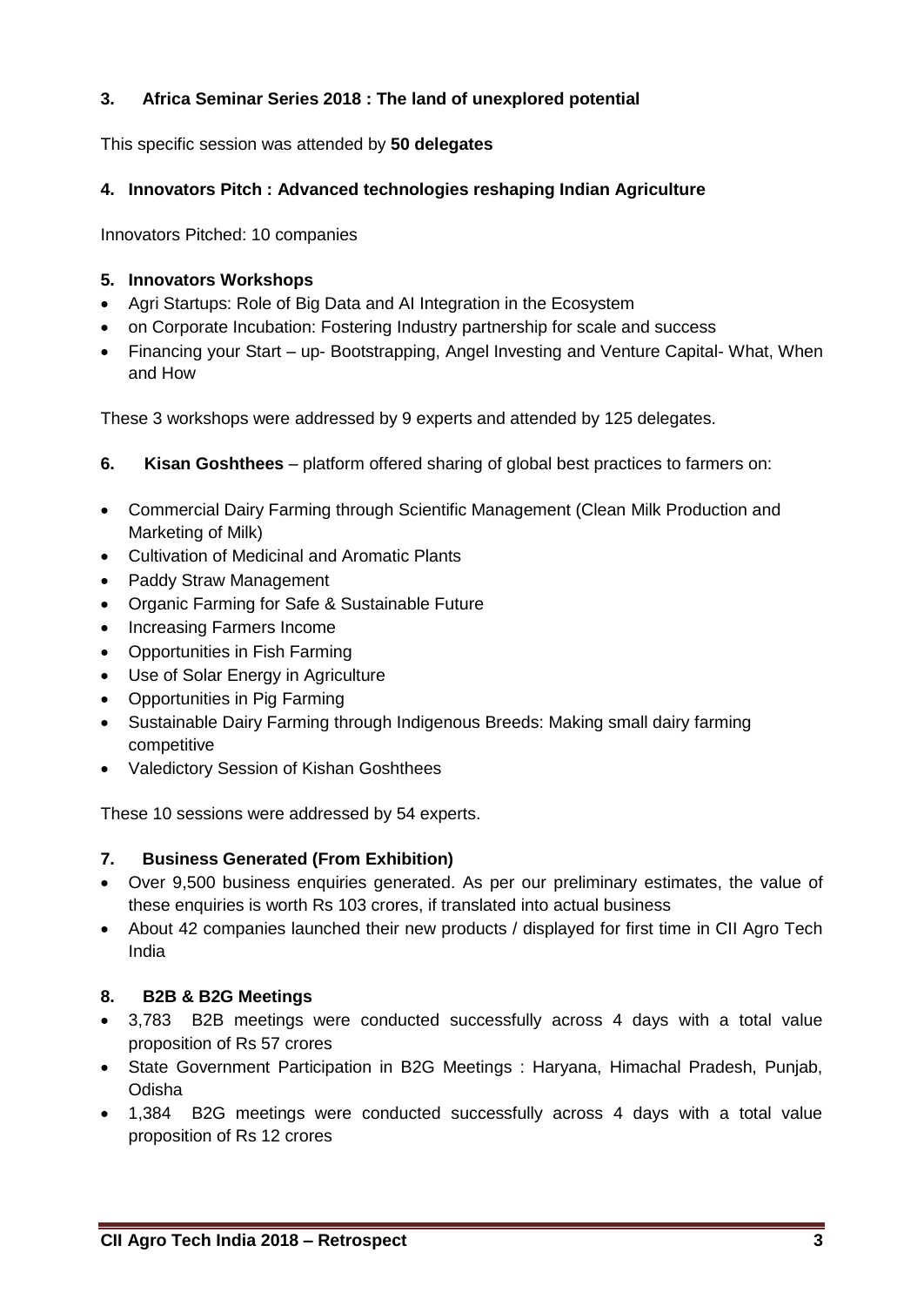### 3. Africa Seminar Series 2018 : The land of unexplored potential

This specific session was attended by **50 delegates**

### 4. Innovators Pitch : Advanced technologies reshaping Indian Agriculture

Innovators Pitched: 10 companies

### 5. Innovators Workshops

- Agri Startups: Role of Big Data and AI Integration in the Ecosystem
- on Corporate Incubation: Fostering Industry partnership for scale and success
- Financing your Start – up- Bootstrapping, Angel Investing and Venture Capital- What, When and How

These 3 workshops were addressed by 9 experts and attended by 125 delegates.

**6. Kisan Goshthees** – platform offered sharing of global best practices to farmers on:

- Commercial Dairy Farming through Scientific Management (Clean Milk Production and Marketing of Milk)
- Cultivation of Medicinal and Aromatic Plants
- Paddy Straw Management
- Organic Farming for Safe & Sustainable Future
- Increasing Farmers Income
- Opportunities in Fish Farming
- Use of Solar Energy in Agriculture
- Opportunities in Pig Farming
- Sustainable Dairy Farming through Indigenous Breeds: Making small dairy farming competitive
- Valedictory Session of Kishan Goshthees

These 10 sessions were addressed by 54 experts.

### 7. Business Generated (From Exhibition)

- Over 9,500 business enquiries generated. As per our preliminary estimates, the value of these enquiries is worth Rs 103 crores, if translated into actual business
- About 42 companies launched their new products / displayed for first time in CII Agro Tech India

### 8. B2B & B2G Meetings

- 3,783 B2B meetings were conducted successfully across 4 days with a total value proposition of Rs 57 crores
- State Government Participation in B2G Meetings : Haryana, Himachal Pradesh, Punjab, Odisha
- 1,384 B2G meetings were conducted successfully across 4 days with a total value proposition of Rs 12 crores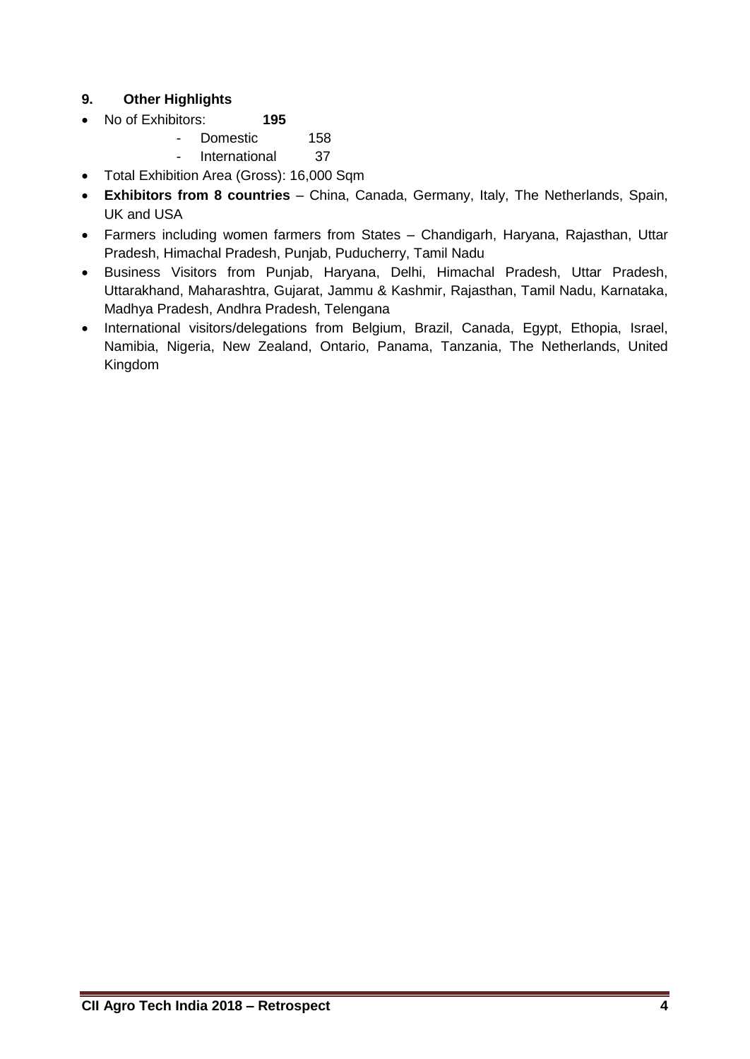## 9. Other Highlights

- No of Exhibitors: **195**
  - Domestic 158
  - International 37
- Total Exhibition Area (Gross): 16,000 Sqm
- **Exhibitors from 8 countries** – China, Canada, Germany, Italy, The Netherlands, Spain, UK and USA
- Farmers including women farmers from States – Chandigarh, Haryana, Rajasthan, Uttar Pradesh, Himachal Pradesh, Punjab, Puducherry, Tamil Nadu
- Business Visitors from Punjab, Haryana, Delhi, Himachal Pradesh, Uttar Pradesh, Uttarakhand, Maharashtra, Gujarat, Jammu & Kashmir, Rajasthan, Tamil Nadu, Karnataka, Madhya Pradesh, Andhra Pradesh, Telengana
- International visitors/delegations from Belgium, Brazil, Canada, Egypt, Ethopia, Israel, Namibia, Nigeria, New Zealand, Ontario, Panama, Tanzania, The Netherlands, United Kingdom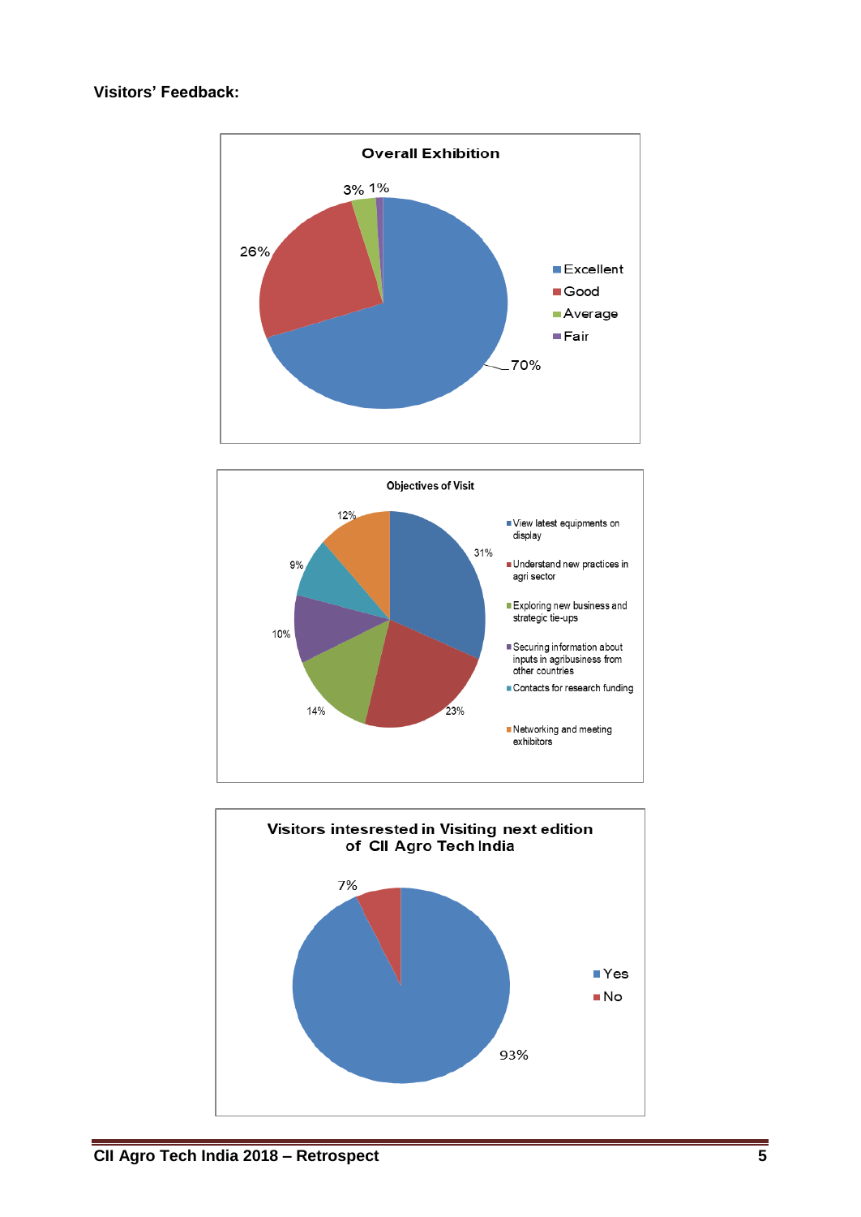**Visitors' Feedback:**

**Overall Exhibition**

| Rating | Percentage |
|---|---|
| Excellent | 70% |
| Good | 26% |
| Average | 3% |
| Fair | 1% |

**Objectives of Visit**

| Objective | Percentage |
|---|---|
| View latest equipments on display | 31% |
| Understand new practices in agri sector | 23% |
| Exploring new business and strategic tie-ups | 14% |
| Securing information about inputs in agribusiness from other countries | 10% |
| Contacts for research funding | 9% |
| Networking and meeting exhibitors | 12% |

**Visitors intesrested in Visiting next edition of CII Agro Tech India**

| Response | Percentage |
|---|---|
| Yes | 93% |
| No | 7% |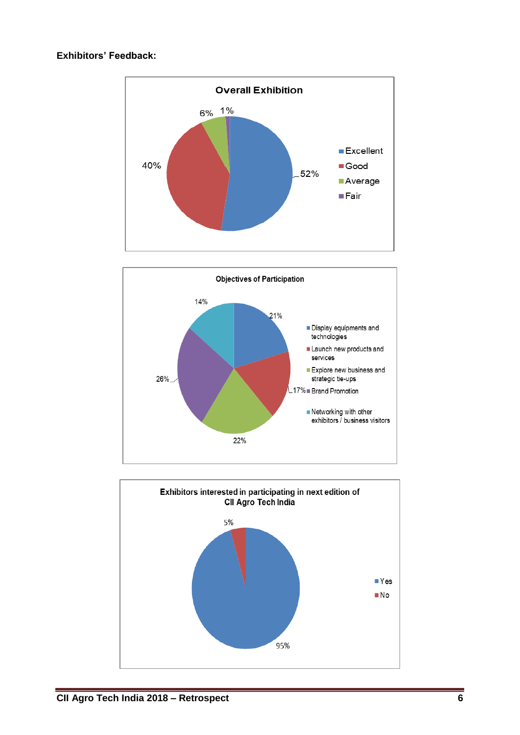**Exhibitors' Feedback:**

**Overall Exhibition**

| Rating | Percentage |
|---|---|
| Excellent | 52% |
| Good | 40% |
| Average | 6% |
| Fair | 1% |

**Objectives of Participation**

| Objective | Percentage |
|---|---|
| Display equipments and technologies | 21% |
| Launch new products and services | 17% |
| Explore new business and strategic tie-ups | 22% |
| Brand Promotion | 26% |
| Networking with other exhibitors / business visitors | 14% |

**Exhibitors interested in participating in next edition of CII Agro Tech India**

| Response | Percentage |
|---|---|
| Yes | 95% |
| No | 5% |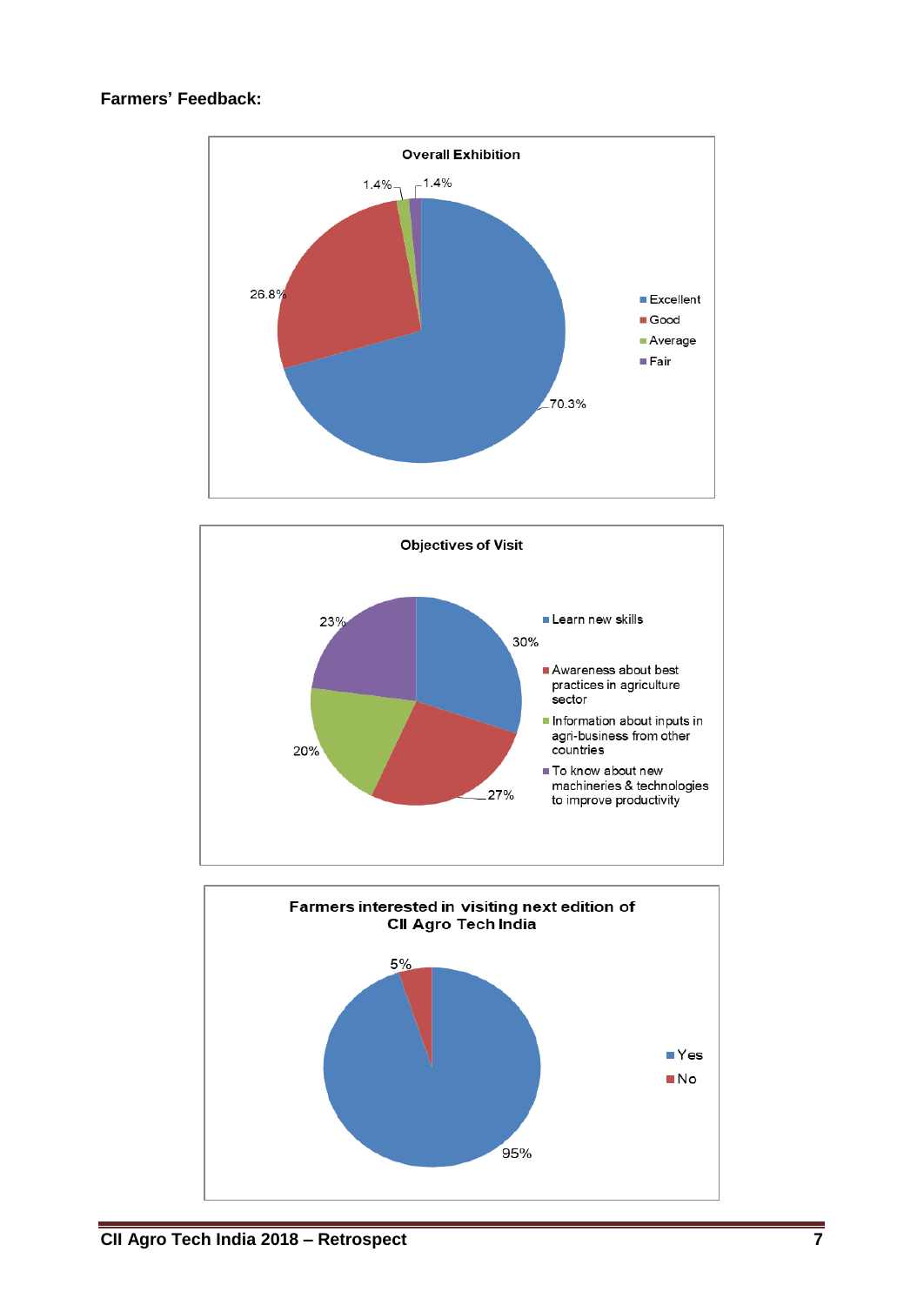**Farmers' Feedback:**

Overall Exhibition

1.4%
1.4%
26.8%
70.3%

Excellent
Good
Average
Fair

Objectives of Visit

23%
30%
20%
27%

Learn new skills
Awareness about best practices in agriculture sector
Information about inputs in agri-business from other countries
To know about new machineries & technologies to improve productivity

Farmers interested in visiting next edition of CII Agro Tech India

5%
95%

Yes
No